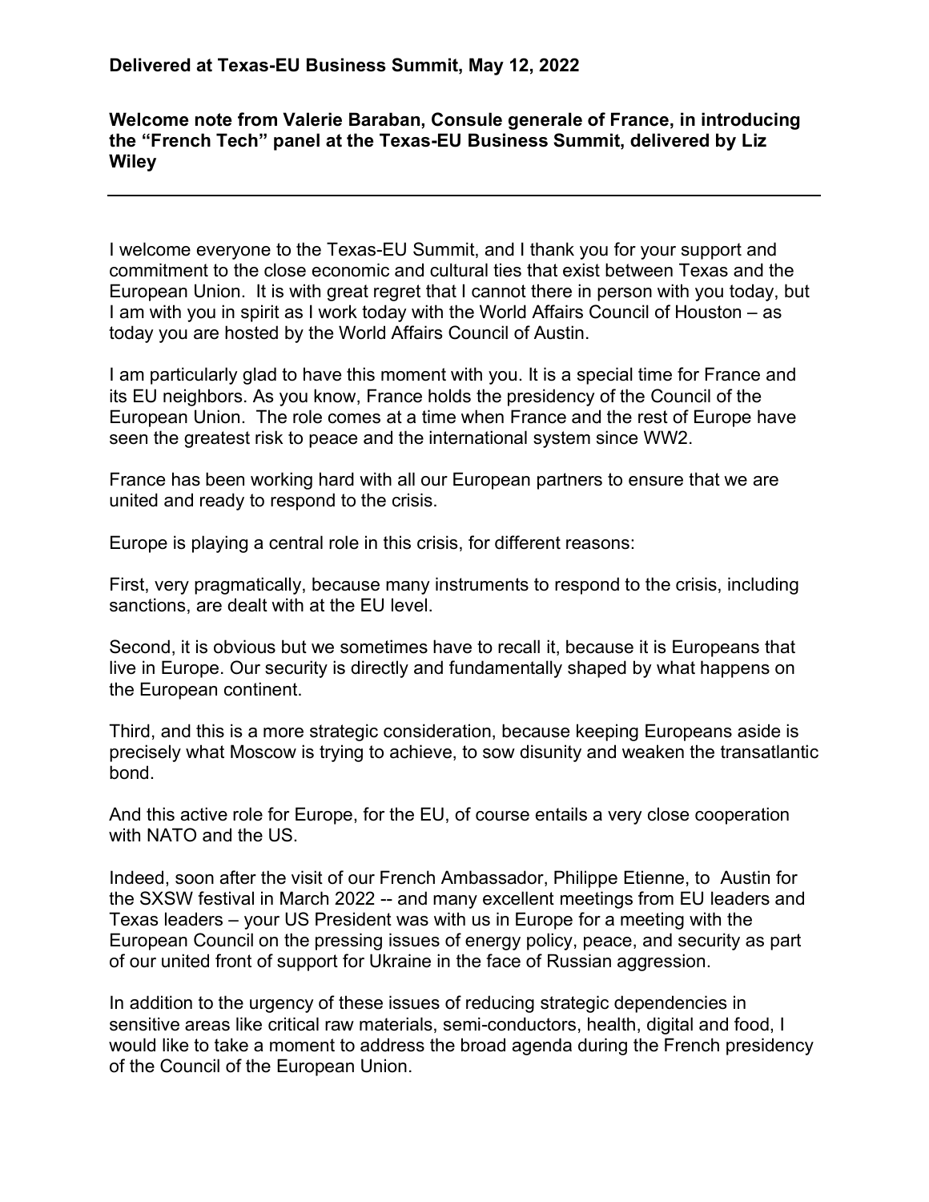**Delivered at Texas-EU Business Summit, May 12, 2022**

**Welcome note from Valerie Baraban, Consule generale of France, in introducing the "French Tech" panel at the Texas-EU Business Summit, delivered by Liz Wiley**

---

I welcome everyone to the Texas-EU Summit, and I thank you for your support and commitment to the close economic and cultural ties that exist between Texas and the European Union. It is with great regret that I cannot there in person with you today, but I am with you in spirit as I work today with the World Affairs Council of Houston – as today you are hosted by the World Affairs Council of Austin.

I am particularly glad to have this moment with you. It is a special time for France and its EU neighbors. As you know, France holds the presidency of the Council of the European Union. The role comes at a time when France and the rest of Europe have seen the greatest risk to peace and the international system since WW2.

France has been working hard with all our European partners to ensure that we are united and ready to respond to the crisis.

Europe is playing a central role in this crisis, for different reasons:

First, very pragmatically, because many instruments to respond to the crisis, including sanctions, are dealt with at the EU level.

Second, it is obvious but we sometimes have to recall it, because it is Europeans that live in Europe. Our security is directly and fundamentally shaped by what happens on the European continent.

Third, and this is a more strategic consideration, because keeping Europeans aside is precisely what Moscow is trying to achieve, to sow disunity and weaken the transatlantic bond.

And this active role for Europe, for the EU, of course entails a very close cooperation with NATO and the US.

Indeed, soon after the visit of our French Ambassador, Philippe Etienne, to Austin for the SXSW festival in March 2022 -- and many excellent meetings from EU leaders and Texas leaders – your US President was with us in Europe for a meeting with the European Council on the pressing issues of energy policy, peace, and security as part of our united front of support for Ukraine in the face of Russian aggression.

In addition to the urgency of these issues of reducing strategic dependencies in sensitive areas like critical raw materials, semi-conductors, health, digital and food, I would like to take a moment to address the broad agenda during the French presidency of the Council of the European Union.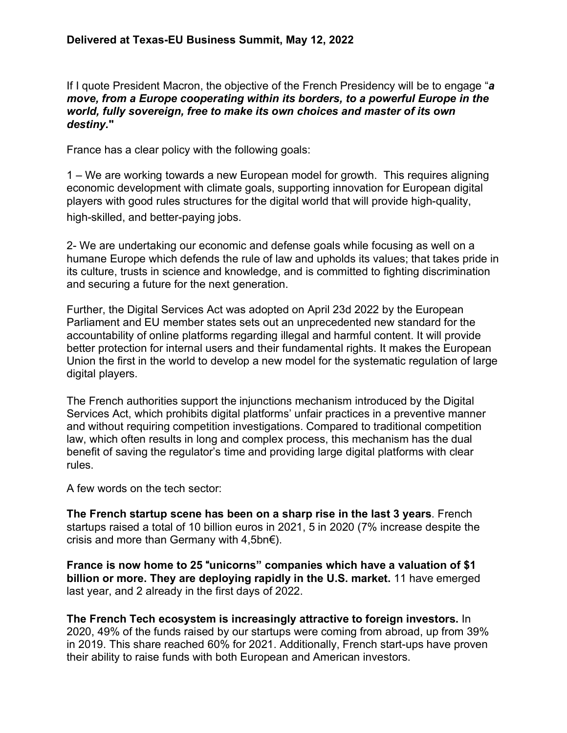**Delivered at Texas-EU Business Summit, May 12, 2022**

If I quote President Macron, the objective of the French Presidency will be to engage "***a move, from a Europe cooperating within its borders, to a powerful Europe in the world, fully sovereign, free to make its own choices and master of its own destiny.*"**

France has a clear policy with the following goals:

1 – We are working towards a new European model for growth. This requires aligning economic development with climate goals, supporting innovation for European digital players with good rules structures for the digital world that will provide high-quality, high-skilled, and better-paying jobs.

2- We are undertaking our economic and defense goals while focusing as well on a humane Europe which defends the rule of law and upholds its values; that takes pride in its culture, trusts in science and knowledge, and is committed to fighting discrimination and securing a future for the next generation.

Further, the Digital Services Act was adopted on April 23d 2022 by the European Parliament and EU member states sets out an unprecedented new standard for the accountability of online platforms regarding illegal and harmful content. It will provide better protection for internal users and their fundamental rights. It makes the European Union the first in the world to develop a new model for the systematic regulation of large digital players.

The French authorities support the injunctions mechanism introduced by the Digital Services Act, which prohibits digital platforms' unfair practices in a preventive manner and without requiring competition investigations. Compared to traditional competition law, which often results in long and complex process, this mechanism has the dual benefit of saving the regulator's time and providing large digital platforms with clear rules.

A few words on the tech sector:

**The French startup scene has been on a sharp rise in the last 3 years**. French startups raised a total of 10 billion euros in 2021, 5 in 2020 (7% increase despite the crisis and more than Germany with 4,5bn€).

**France is now home to 25 "unicorns" companies which have a valuation of $1 billion or more. They are deploying rapidly in the U.S. market.** 11 have emerged last year, and 2 already in the first days of 2022.

**The French Tech ecosystem is increasingly attractive to foreign investors.** In 2020, 49% of the funds raised by our startups were coming from abroad, up from 39% in 2019. This share reached 60% for 2021. Additionally, French start-ups have proven their ability to raise funds with both European and American investors.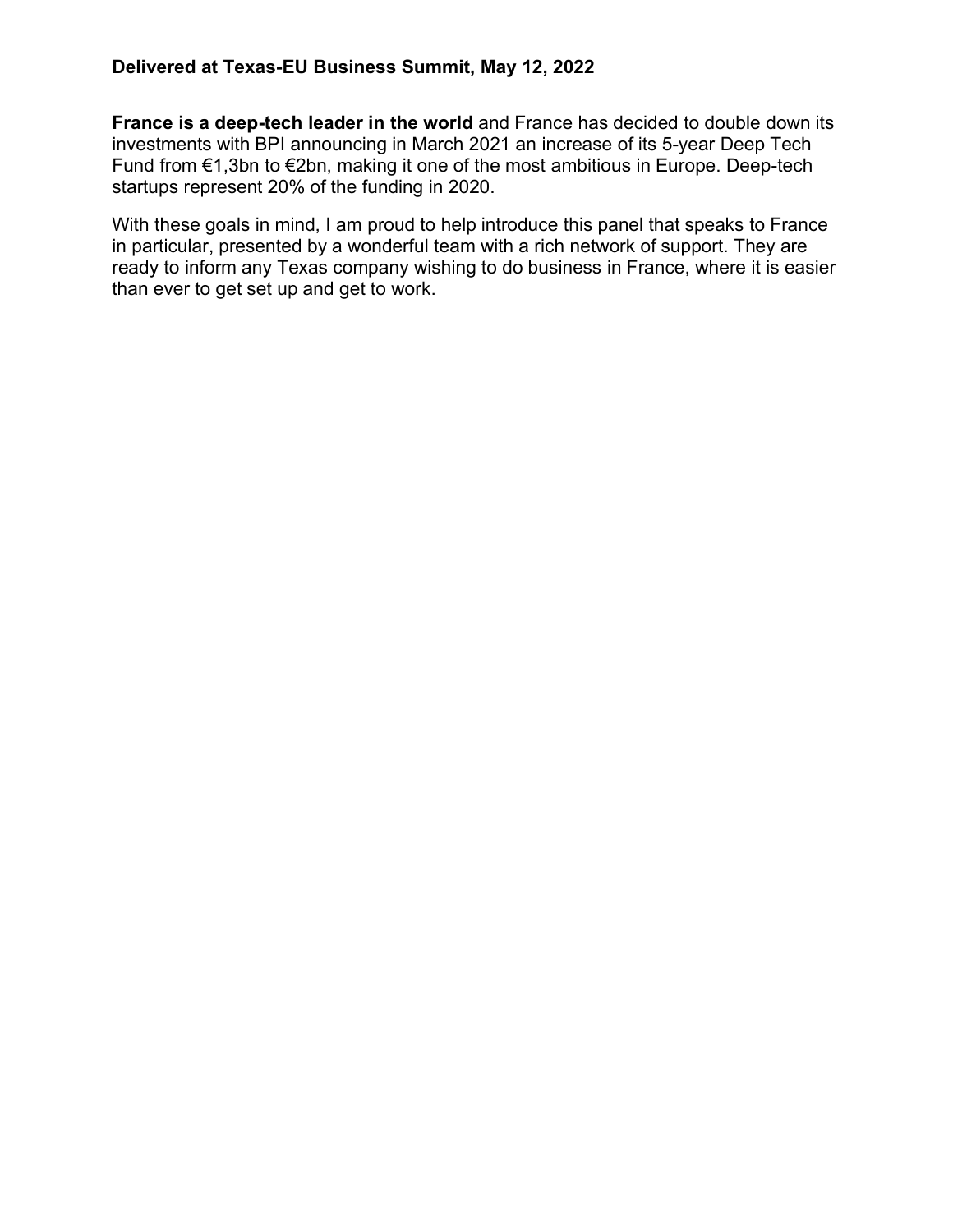**Delivered at Texas-EU Business Summit, May 12, 2022**

**France is a deep-tech leader in the world** and France has decided to double down its investments with BPI announcing in March 2021 an increase of its 5-year Deep Tech Fund from €1,3bn to €2bn, making it one of the most ambitious in Europe. Deep-tech startups represent 20% of the funding in 2020.

With these goals in mind, I am proud to help introduce this panel that speaks to France in particular, presented by a wonderful team with a rich network of support. They are ready to inform any Texas company wishing to do business in France, where it is easier than ever to get set up and get to work.